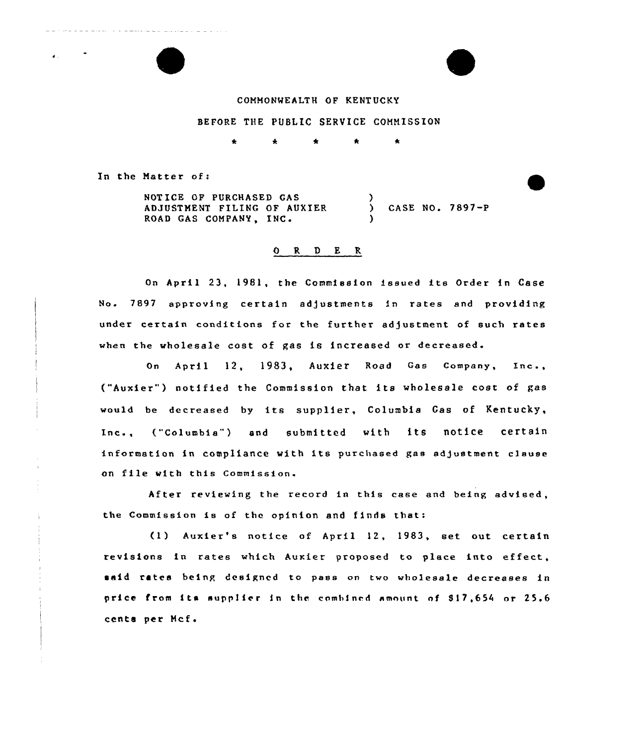COMMONWEALTH OF KENTUCKY

BEFORE THE PUBLIC SERVICE COMMISSION

\* \* \* \* \*

In the Matter of:

NOTICE OF PURCHASED GAS ADJUSTMENT FILING OF AUXIER ROAD GAS COMPANY, INC. ) CASE NO. 7897-P

## O R D E R

On April 23, 1981, the Commission issued its Order in Case No. 7897 approving certain adjustments in rates and providing under certain conditions for the further adjustment of such rates when the wholesale cost of gas is increased or decreased.

On April 12, 1983, Auxier Road Gas Company, Inc., ("Auxier") notified the Commission that its wholesale cost of gas would be decreased by its supplier, Columbia Gas of Kentucky, Inc., ("Columbia") and submitted with its notice certain information in compliance with its purchased gas adjustment clause on file with this Commission.

After reviewing the record in this case and being advised, the Commission is of the opinion and finds that:

(1) Auxier's notice of April 12, 1983, set out certain revisions in rates which Auxier proposed to place into effect, said rates being designed to pass on two wholesale decreases in price from its supplier in the combined amount of $17,654 or 25.6 cents per Mcf.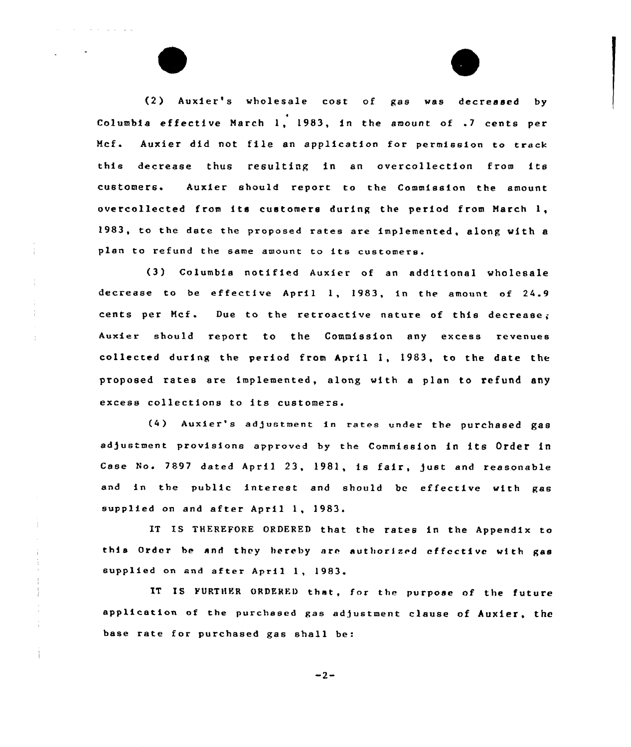(2) Auxier's wholesale cost of gas was decreased by Columbia effective March 1, 1983, in the amount of .7 cents per Mcf. Auxier did not file an application for permission to track this decrease thus resulting in an overcollection from its customers. Auxier should report to the Commission the amount overcollected from its customers during the period from March 1, 1983, to the date the proposed rates are implemented, along with a plan to refund the same amount to its customers.

(3) Columbia notified Auxier of an additional wholesale decrease to be effective April 1, 1983, in the amount of 24.9 cents per Mcf. Due to the retroactive nature of this decrease, Auxier should report to the Commission any excess revenues collected during the period from April 1, 1983, to the date the proposed rates are implemented, along with a plan to refund any excess collections to its customers.

(4) Auxier's adjustment in rates under the purchased gas adjustment provisions approved by the Commission in its Order in Case No. 7897 dated April 23, 1981, is fair, just and reasonable and in the public interest and should be effective with gas supplied on and after April 1, 1983.

IT IS THEREFORE ORDERED that the rates in the Appendix to this Order be and they hereby are authorized effective with gas supplied on and after April 1, 1983.

IT IS FURTHER ORDERED that, for the purpose of the future application of the purchased gas adjustment clause of Auxier, the base rate for purchased gas shall be: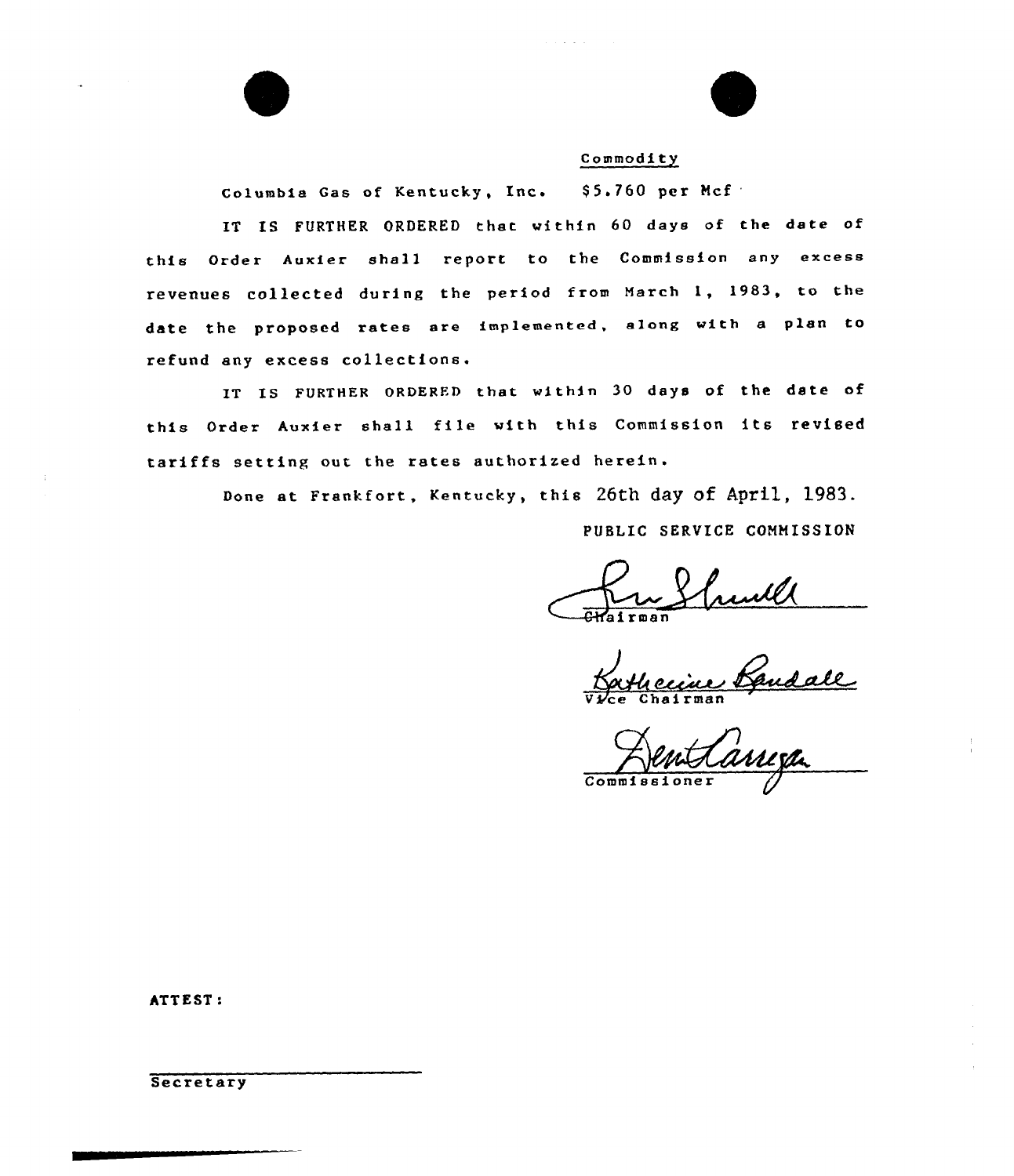| | Commodity |
|---|---|
| Columbia Gas of Kentucky, Inc. | $5.760 per Mcf |

IT IS FURTHER ORDERED that within 60 days of the date of this Order Auxier shall report to the Commission any excess revenues collected during the period from March 1, 1983, to the date the proposed rates are implemented, along with a plan to refund any excess collections.

IT IS FURTHER ORDERED that within 30 days of the date of this Order Auxier shall file with this Commission its revised tariffs setting out the rates authorized herein.

Done at Frankfort, Kentucky, this 26th day of April, 1983.

PUBLIC SERVICE COMMISSION

Chairman

Vice Chairman

Commissioner

ATTEST:

Secretary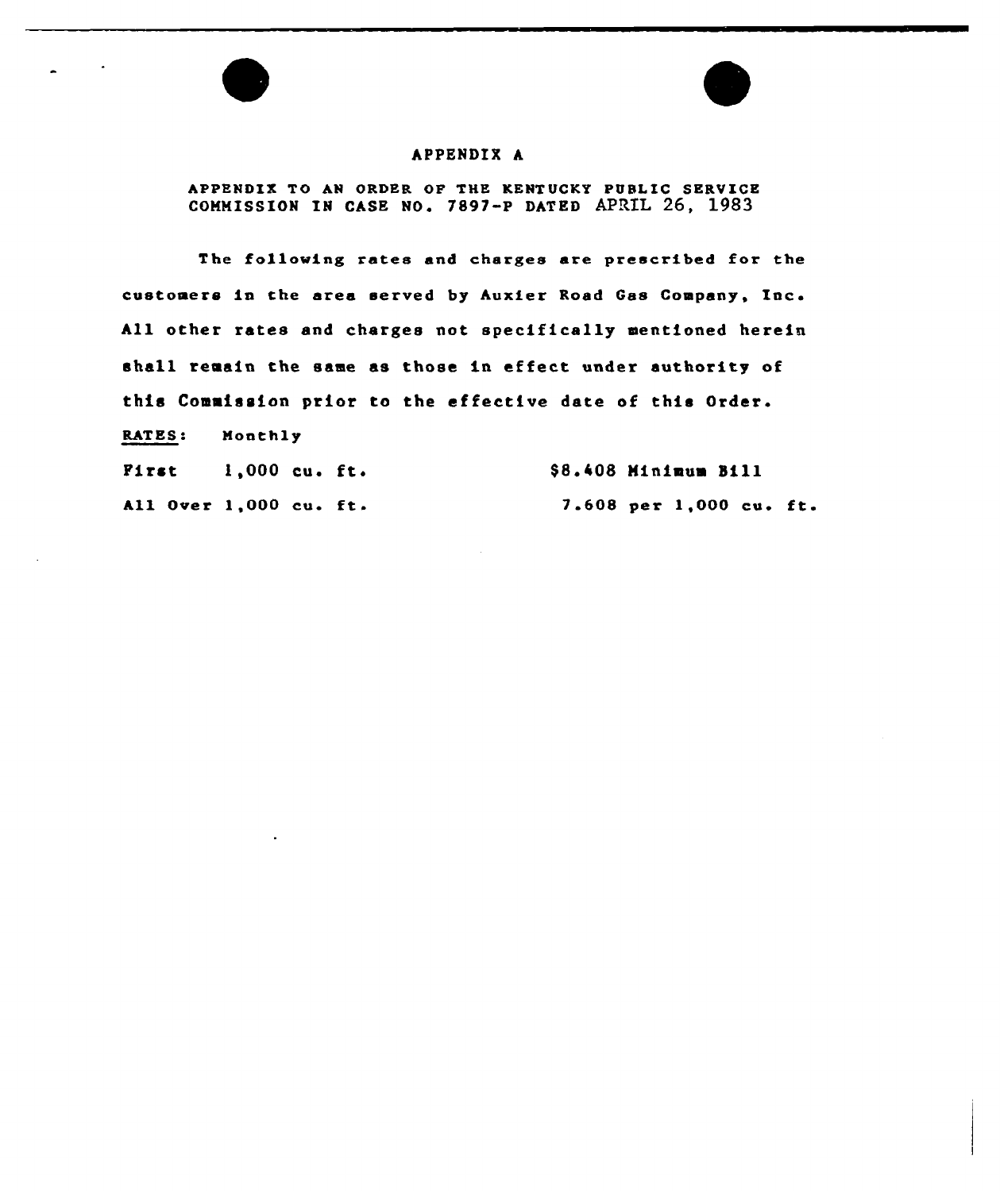# APPENDIX A

## APPENDIX TO AN ORDER OF THE KENTUCKY PUBLIC SERVICE COMMISSION IN CASE NO. 7897-P DATED APRIL 26, 1983

The following rates and charges are prescribed for the customers in the area served by Auxier Road Gas Company, Inc. All other rates and charges not specifically mentioned herein shall remain the same as those in effect under authority of this Commission prior to the effective date of this Order.

RATES: Monthly

| | |
|---|---|
| First 1,000 cu. ft. | $8.408 Minimum Bill |
| All Over 1,000 cu. ft. | 7.608 per 1,000 cu. ft. |